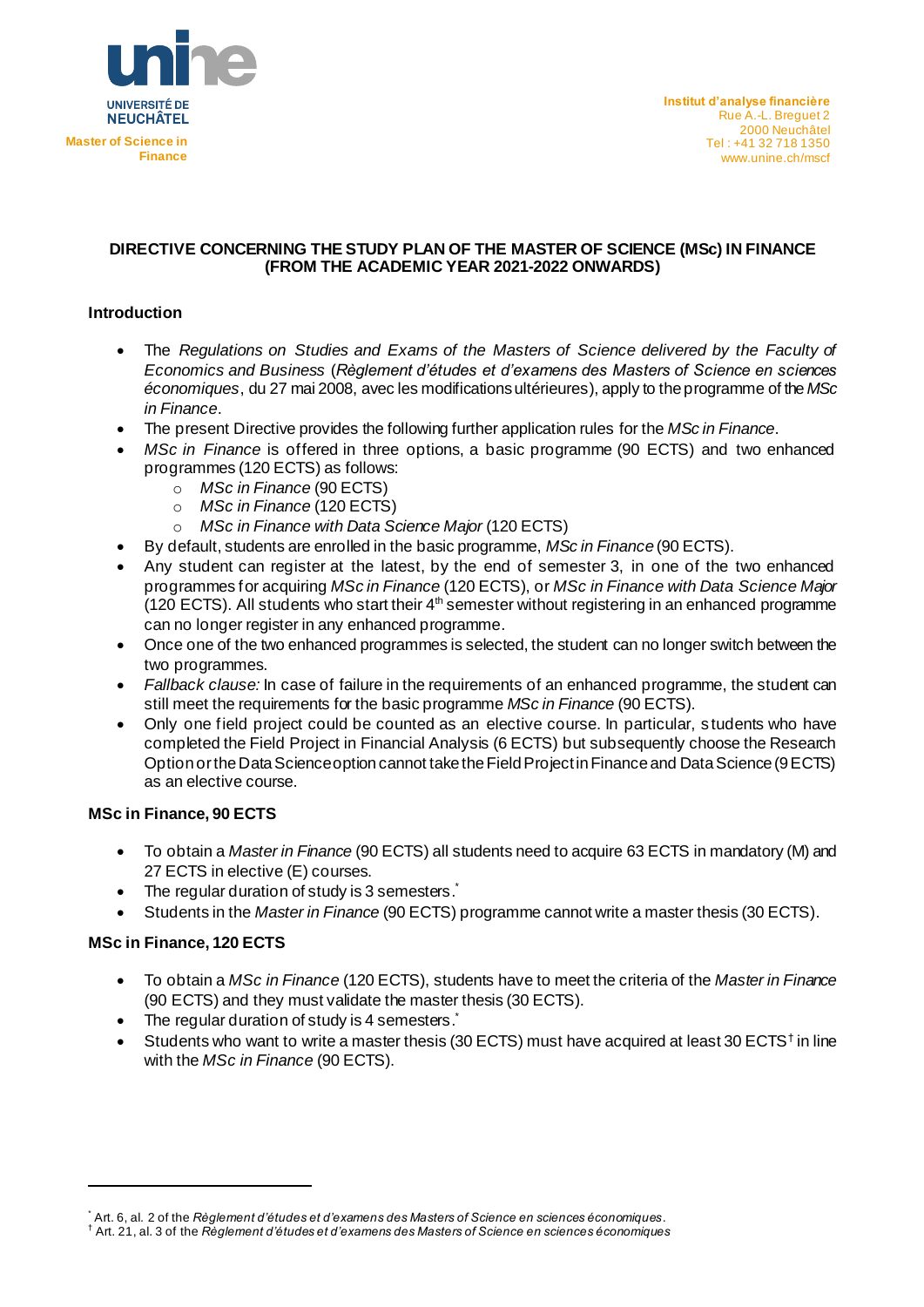unine
UNIVERSITÉ DE NEUCHÂTEL

**Master of Science in Finance**

**Institut d'analyse financière**
Rue A.-L. Breguet 2
2000 Neuchâtel
Tel : +41 32 718 1350
www.unine.ch/mscf

**DIRECTIVE CONCERNING THE STUDY PLAN OF THE MASTER OF SCIENCE (MSc) IN FINANCE (FROM THE ACADEMIC YEAR 2021-2022 ONWARDS)**

## Introduction

- The *Regulations on Studies and Exams of the Masters of Science delivered by the Faculty of Economics and Business* (*Règlement d'études et d'examens des Masters of Science en sciences économiques*, du 27 mai 2008, avec les modifications ultérieures), apply to the programme of the *MSc in Finance*.
- The present Directive provides the following further application rules for the *MSc in Finance*.
- *MSc in Finance* is offered in three options, a basic programme (90 ECTS) and two enhanced programmes (120 ECTS) as follows:
  - *MSc in Finance* (90 ECTS)
  - *MSc in Finance* (120 ECTS)
  - *MSc in Finance with Data Science Major* (120 ECTS)
- By default, students are enrolled in the basic programme, *MSc in Finance* (90 ECTS).
- Any student can register at the latest, by the end of semester 3, in one of the two enhanced programmes for acquiring *MSc in Finance* (120 ECTS), or *MSc in Finance with Data Science Major* (120 ECTS). All students who start their 4th semester without registering in an enhanced programme can no longer register in any enhanced programme.
- Once one of the two enhanced programmes is selected, the student can no longer switch between the two programmes.
- *Fallback clause:* In case of failure in the requirements of an enhanced programme, the student can still meet the requirements for the basic programme *MSc in Finance* (90 ECTS).
- Only one field project could be counted as an elective course. In particular, students who have completed the Field Project in Financial Analysis (6 ECTS) but subsequently choose the Research Option or the Data Science option cannot take the Field Project in Finance and Data Science (9 ECTS) as an elective course.

## MSc in Finance, 90 ECTS

- To obtain a *Master in Finance* (90 ECTS) all students need to acquire 63 ECTS in mandatory (M) and 27 ECTS in elective (E) courses.
- The regular duration of study is 3 semesters.[*]
- Students in the *Master in Finance* (90 ECTS) programme cannot write a master thesis (30 ECTS).

## MSc in Finance, 120 ECTS

- To obtain a *MSc in Finance* (120 ECTS), students have to meet the criteria of the *Master in Finance* (90 ECTS) and they must validate the master thesis (30 ECTS).
- The regular duration of study is 4 semesters.[*]
- Students who want to write a master thesis (30 ECTS) must have acquired at least 30 ECTS[†] in line with the *MSc in Finance* (90 ECTS).

---

[*] Art. 6, al. 2 of the *Règlement d'études et d'examens des Masters of Science en sciences économiques*.
[†] Art. 21, al. 3 of the *Règlement d'études et d'examens des Masters of Science en sciences économiques*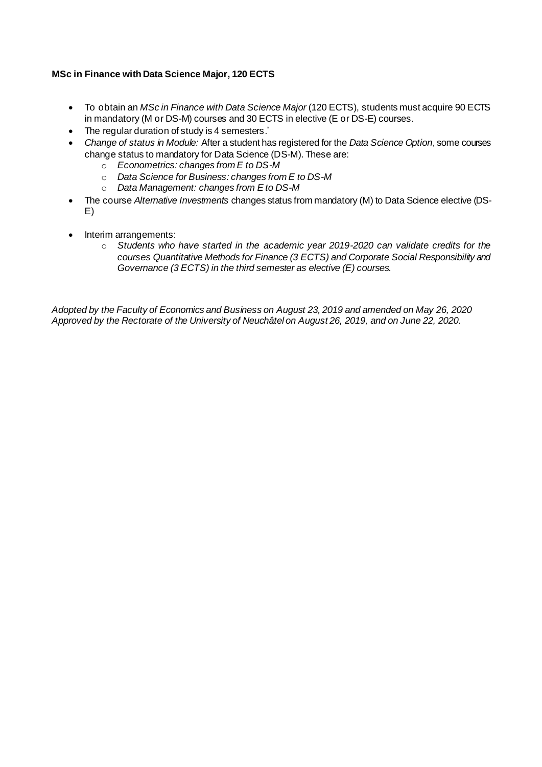**MSc in Finance with Data Science Major, 120 ECTS**

- To obtain an *MSc in Finance with Data Science Major* (120 ECTS), students must acquire 90 ECTS in mandatory (M or DS-M) courses and 30 ECTS in elective (E or DS-E) courses.
- The regular duration of study is 4 semesters.*
- *Change of status in Module:* <u>After</u> a student has registered for the *Data Science Option*, some courses change status to mandatory for Data Science (DS-M). These are:
  - *Econometrics: changes from E to DS-M*
  - *Data Science for Business: changes from E to DS-M*
  - *Data Management: changes from E to DS-M*
- The course *Alternative Investments* changes status from mandatory (M) to Data Science elective (DS-E)
- Interim arrangements:
  - *Students who have started in the academic year 2019-2020 can validate credits for the courses Quantitative Methods for Finance (3 ECTS) and Corporate Social Responsibility and Governance (3 ECTS) in the third semester as elective (E) courses.*

*Adopted by the Faculty of Economics and Business on August 23, 2019 and amended on May 26, 2020*
*Approved by the Rectorate of the University of Neuchâtel on August 26, 2019, and on June 22, 2020.*